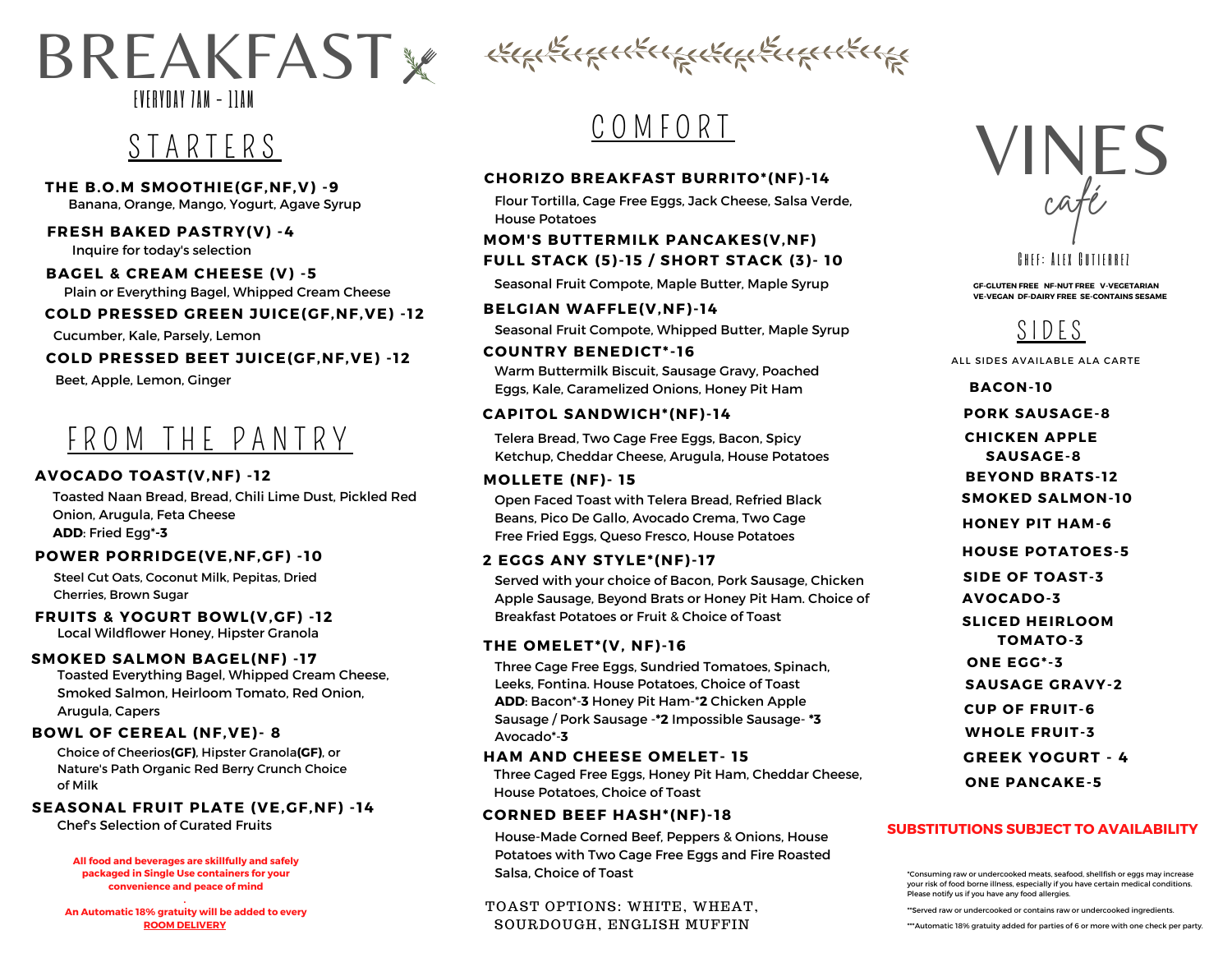# BREAKFAST

EVERYDAY 7AM - 11AM

## STARTERS

**THE B.O.M SMOOTHIE(GF,NF,V) -9**
Banana, Orange, Mango, Yogurt, Agave Syrup

**FRESH BAKED PASTRY(V) -4**
Inquire for today's selection

**BAGEL & CREAM CHEESE (V) -5**
Plain or Everything Bagel, Whipped Cream Cheese

**COLD PRESSED GREEN JUICE(GF,NF,VE) -12**
Cucumber, Kale, Parsely, Lemon

**COLD PRESSED BEET JUICE(GF,NF,VE) -12**
Beet, Apple, Lemon, Ginger

## FROM THE PANTRY

**AVOCADO TOAST(V,NF) -12**
Toasted Naan Bread, Bread, Chili Lime Dust, Pickled Red Onion, Arugula, Feta Cheese
**ADD**: Fried Egg*-**3**

**POWER PORRIDGE(VE,NF,GF) -10**
Steel Cut Oats, Coconut Milk, Pepitas, Dried Cherries, Brown Sugar

**FRUITS & YOGURT BOWL(V,GF) -12**
Local Wildflower Honey, Hipster Granola

**SMOKED SALMON BAGEL(NF) -17**
Toasted Everything Bagel, Whipped Cream Cheese, Smoked Salmon, Heirloom Tomato, Red Onion, Arugula, Capers

**BOWL OF CEREAL (NF,VE)- 8**
Choice of Cheerios**(GF)**, Hipster Granola**(GF)**, or Nature's Path Organic Red Berry Crunch Choice of Milk

**SEASONAL FRUIT PLATE (VE,GF,NF) -14**
Chef's Selection of Curated Fruits

**All food and beverages are skillfully and safely packaged in Single Use containers for your convenience and peace of mind**

**An Automatic 18% gratuity will be added to every ROOM DELIVERY**

## COMFORT

**CHORIZO BREAKFAST BURRITO*(NF)-14**
Flour Tortilla, Cage Free Eggs, Jack Cheese, Salsa Verde, House Potatoes

**MOM'S BUTTERMILK PANCAKES(V,NF)**
**FULL STACK (5)-15 / SHORT STACK (3)- 10**
Seasonal Fruit Compote, Maple Butter, Maple Syrup

**BELGIAN WAFFLE(V,NF)-14**
Seasonal Fruit Compote, Whipped Butter, Maple Syrup

**COUNTRY BENEDICT*-16**
Warm Buttermilk Biscuit, Sausage Gravy, Poached Eggs, Kale, Caramelized Onions, Honey Pit Ham

**CAPITOL SANDWICH*(NF)-14**
Telera Bread, Two Cage Free Eggs, Bacon, Spicy Ketchup, Cheddar Cheese, Arugula, House Potatoes

**MOLLETE (NF)- 15**
Open Faced Toast with Telera Bread, Refried Black Beans, Pico De Gallo, Avocado Crema, Two Cage Free Fried Eggs, Queso Fresco, House Potatoes

**2 EGGS ANY STYLE*(NF)-17**
Served with your choice of Bacon, Pork Sausage, Chicken Apple Sausage, Beyond Brats or Honey Pit Ham. Choice of Breakfast Potatoes or Fruit & Choice of Toast

**THE OMELET*(V, NF)-16**
Three Cage Free Eggs, Sundried Tomatoes, Spinach, Leeks, Fontina. House Potatoes, Choice of Toast
**ADD**: Bacon*-**3** Honey Pit Ham-***2** Chicken Apple Sausage / Pork Sausage -***2** Impossible Sausage- ***3** Avocado*-**3**

**HAM AND CHEESE OMELET- 15**
Three Caged Free Eggs, Honey Pit Ham, Cheddar Cheese, House Potatoes, Choice of Toast

**CORNED BEEF HASH*(NF)-18**
House-Made Corned Beef, Peppers & Onions, House Potatoes with Two Cage Free Eggs and Fire Roasted Salsa, Choice of Toast

TOAST OPTIONS: WHITE, WHEAT, SOURDOUGH, ENGLISH MUFFIN

# VINES café

CHEF: ALEX GUTIERREZ

**GF-GLUTEN FREE NF-NUT FREE V-VEGETARIAN VE-VEGAN DF-DAIRY FREE SE-CONTAINS SESAME**

## SIDES

ALL SIDES AVAILABLE ALA CARTE

**BACON-10**
**PORK SAUSAGE-8**
**CHICKEN APPLE SAUSAGE-8**
**BEYOND BRATS-12**
**SMOKED SALMON-10**
**HONEY PIT HAM-6**
**HOUSE POTATOES-5**
**SIDE OF TOAST-3**
**AVOCADO-3**
**SLICED HEIRLOOM TOMATO-3**
**ONE EGG*-3**
**SAUSAGE GRAVY-2**
**CUP OF FRUIT-6**
**WHOLE FRUIT-3**
**GREEK YOGURT - 4**
**ONE PANCAKE-5**

**SUBSTITUTIONS SUBJECT TO AVAILABILITY**

*Consuming raw or undercooked meats, seafood, shellfish or eggs may increase your risk of food borne illness, especially if you have certain medical conditions. Please notify us if you have any food allergies.

**Served raw or undercooked or contains raw or undercooked ingredients.

***Automatic 18% gratuity added for parties of 6 or more with one check per party.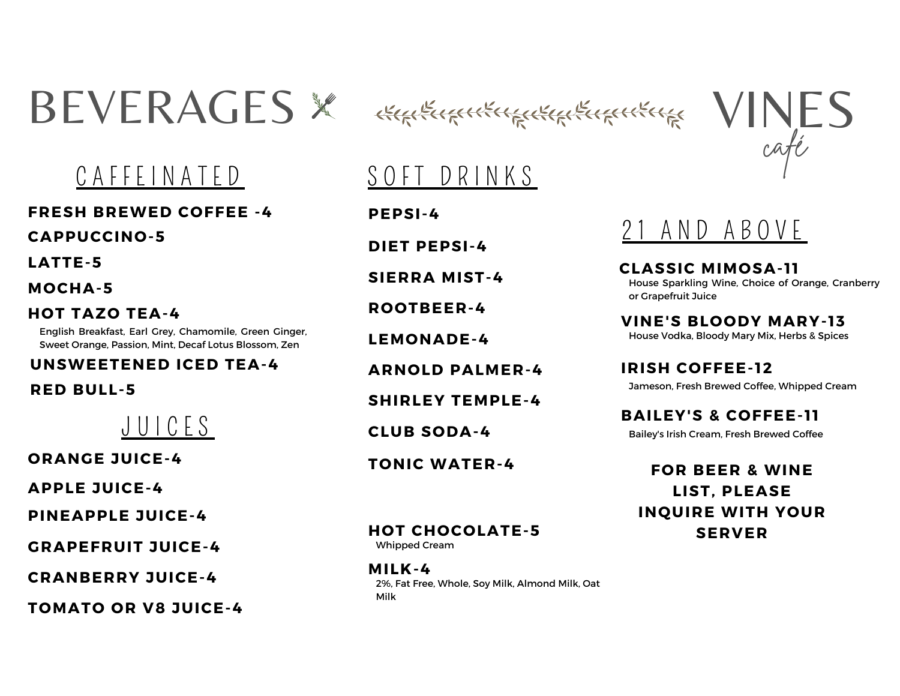# BEVERAGES

# VINES café

## CAFFEINATED

**FRESH BREWED COFFEE -4**

**CAPPUCCINO-5**

**LATTE-5**

**MOCHA-5**

**HOT TAZO TEA-4**
English Breakfast, Earl Grey, Chamomile, Green Ginger, Sweet Orange, Passion, Mint, Decaf Lotus Blossom, Zen

**UNSWEETENED ICED TEA-4**

**RED BULL-5**

## JUICES

**ORANGE JUICE-4**

**APPLE JUICE-4**

**PINEAPPLE JUICE-4**

**GRAPEFRUIT JUICE-4**

**CRANBERRY JUICE-4**

**TOMATO OR V8 JUICE-4**

## SOFT DRINKS

**PEPSI-4**

**DIET PEPSI-4**

**SIERRA MIST-4**

**ROOTBEER-4**

**LEMONADE-4**

**ARNOLD PALMER-4**

**SHIRLEY TEMPLE-4**

**CLUB SODA-4**

**TONIC WATER-4**

**HOT CHOCOLATE-5**
Whipped Cream

**MILK-4**
2%, Fat Free, Whole, Soy Milk, Almond Milk, Oat Milk

## 21 AND ABOVE

**CLASSIC MIMOSA-11**
House Sparkling Wine, Choice of Orange, Cranberry or Grapefruit Juice

**VINE'S BLOODY MARY-13**
House Vodka, Bloody Mary Mix, Herbs & Spices

**IRISH COFFEE-12**
Jameson, Fresh Brewed Coffee, Whipped Cream

**BAILEY'S & COFFEE-11**
Bailey's Irish Cream, Fresh Brewed Coffee

**FOR BEER & WINE LIST, PLEASE INQUIRE WITH YOUR SERVER**